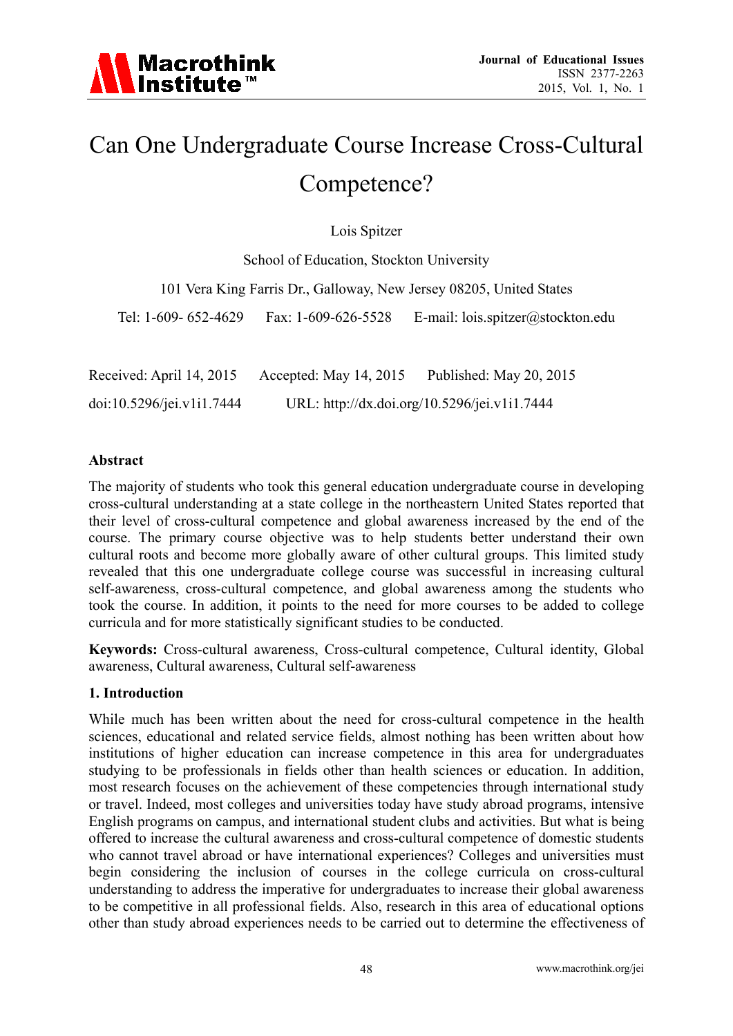# Can One Undergraduate Course Increase Cross-Cultural Competence?

Lois Spitzer

School of Education, Stockton University

101 Vera King Farris Dr., Galloway, New Jersey 08205, United States

Tel: 1-609- 652-4629 Fax: 1-609-626-5528 E-mail: lois.spitzer@stockton.edu

Received: April 14, 2015 Accepted: May 14, 2015 Published: May 20, 2015

doi:10.5296/jei.v1i1.7444 URL: http://dx.doi.org/10.5296/jei.v1i1.7444

## Abstract

The majority of students who took this general education undergraduate course in developing cross-cultural understanding at a state college in the northeastern United States reported that their level of cross-cultural competence and global awareness increased by the end of the course. The primary course objective was to help students better understand their own cultural roots and become more globally aware of other cultural groups. This limited study revealed that this one undergraduate college course was successful in increasing cultural self-awareness, cross-cultural competence, and global awareness among the students who took the course. In addition, it points to the need for more courses to be added to college curricula and for more statistically significant studies to be conducted.

**Keywords:** Cross-cultural awareness, Cross-cultural competence, Cultural identity, Global awareness, Cultural awareness, Cultural self-awareness

## 1. Introduction

While much has been written about the need for cross-cultural competence in the health sciences, educational and related service fields, almost nothing has been written about how institutions of higher education can increase competence in this area for undergraduates studying to be professionals in fields other than health sciences or education. In addition, most research focuses on the achievement of these competencies through international study or travel. Indeed, most colleges and universities today have study abroad programs, intensive English programs on campus, and international student clubs and activities. But what is being offered to increase the cultural awareness and cross-cultural competence of domestic students who cannot travel abroad or have international experiences? Colleges and universities must begin considering the inclusion of courses in the college curricula on cross-cultural understanding to address the imperative for undergraduates to increase their global awareness to be competitive in all professional fields. Also, research in this area of educational options other than study abroad experiences needs to be carried out to determine the effectiveness of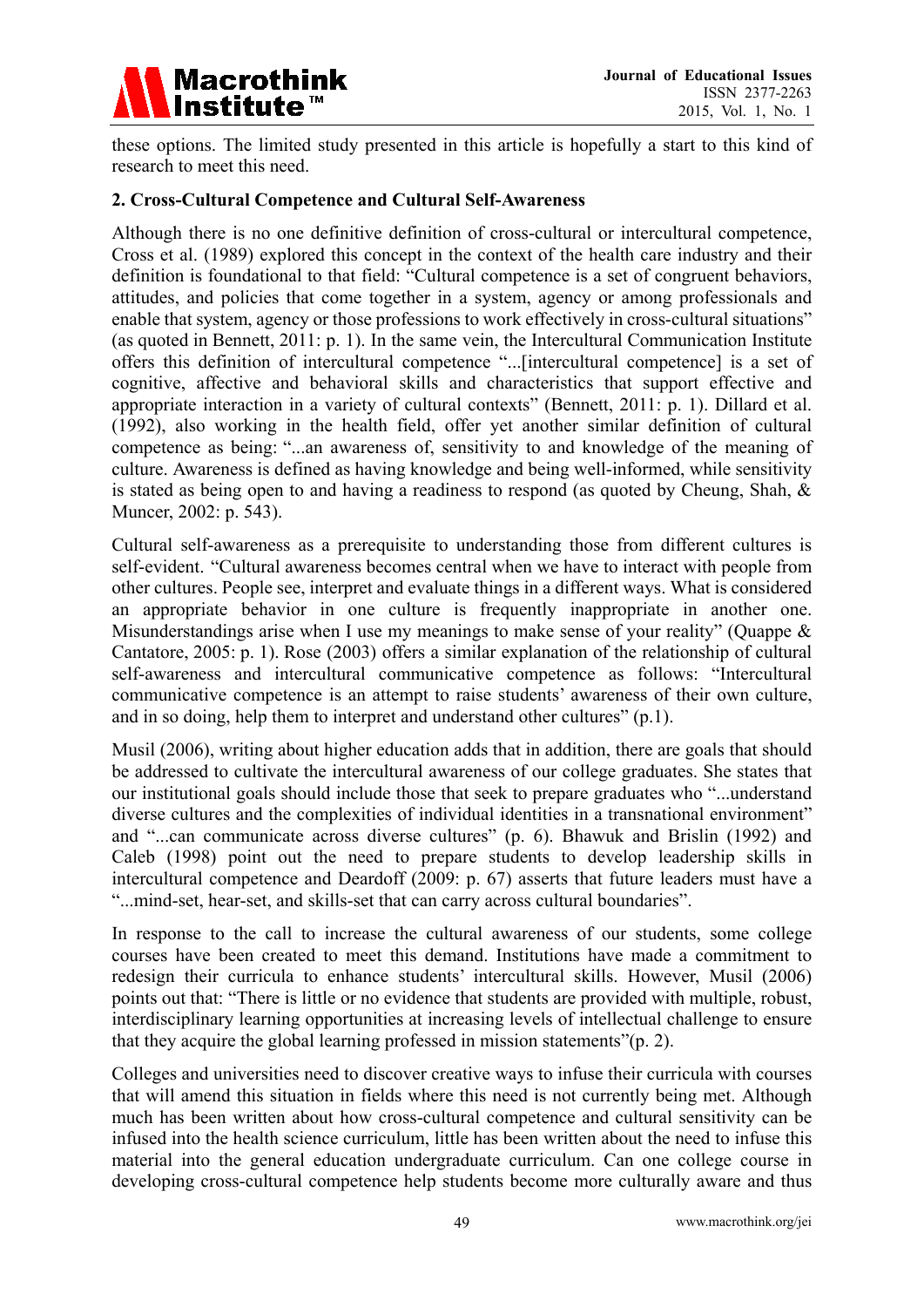these options. The limited study presented in this article is hopefully a start to this kind of research to meet this need.

## 2. Cross-Cultural Competence and Cultural Self-Awareness

Although there is no one definitive definition of cross-cultural or intercultural competence, Cross et al. (1989) explored this concept in the context of the health care industry and their definition is foundational to that field: "Cultural competence is a set of congruent behaviors, attitudes, and policies that come together in a system, agency or among professionals and enable that system, agency or those professions to work effectively in cross-cultural situations" (as quoted in Bennett, 2011: p. 1). In the same vein, the Intercultural Communication Institute offers this definition of intercultural competence "...[intercultural competence] is a set of cognitive, affective and behavioral skills and characteristics that support effective and appropriate interaction in a variety of cultural contexts" (Bennett, 2011: p. 1). Dillard et al. (1992), also working in the health field, offer yet another similar definition of cultural competence as being: "...an awareness of, sensitivity to and knowledge of the meaning of culture. Awareness is defined as having knowledge and being well-informed, while sensitivity is stated as being open to and having a readiness to respond (as quoted by Cheung, Shah, & Muncer, 2002: p. 543).

Cultural self-awareness as a prerequisite to understanding those from different cultures is self-evident. "Cultural awareness becomes central when we have to interact with people from other cultures. People see, interpret and evaluate things in a different ways. What is considered an appropriate behavior in one culture is frequently inappropriate in another one. Misunderstandings arise when I use my meanings to make sense of your reality" (Quappe & Cantatore, 2005: p. 1). Rose (2003) offers a similar explanation of the relationship of cultural self-awareness and intercultural communicative competence as follows: "Intercultural communicative competence is an attempt to raise students' awareness of their own culture, and in so doing, help them to interpret and understand other cultures" (p.1).

Musil (2006), writing about higher education adds that in addition, there are goals that should be addressed to cultivate the intercultural awareness of our college graduates. She states that our institutional goals should include those that seek to prepare graduates who "...understand diverse cultures and the complexities of individual identities in a transnational environment" and "...can communicate across diverse cultures" (p. 6). Bhawuk and Brislin (1992) and Caleb (1998) point out the need to prepare students to develop leadership skills in intercultural competence and Deardoff (2009: p. 67) asserts that future leaders must have a "...mind-set, hear-set, and skills-set that can carry across cultural boundaries".

In response to the call to increase the cultural awareness of our students, some college courses have been created to meet this demand. Institutions have made a commitment to redesign their curricula to enhance students' intercultural skills. However, Musil (2006) points out that: "There is little or no evidence that students are provided with multiple, robust, interdisciplinary learning opportunities at increasing levels of intellectual challenge to ensure that they acquire the global learning professed in mission statements"(p. 2).

Colleges and universities need to discover creative ways to infuse their curricula with courses that will amend this situation in fields where this need is not currently being met. Although much has been written about how cross-cultural competence and cultural sensitivity can be infused into the health science curriculum, little has been written about the need to infuse this material into the general education undergraduate curriculum. Can one college course in developing cross-cultural competence help students become more culturally aware and thus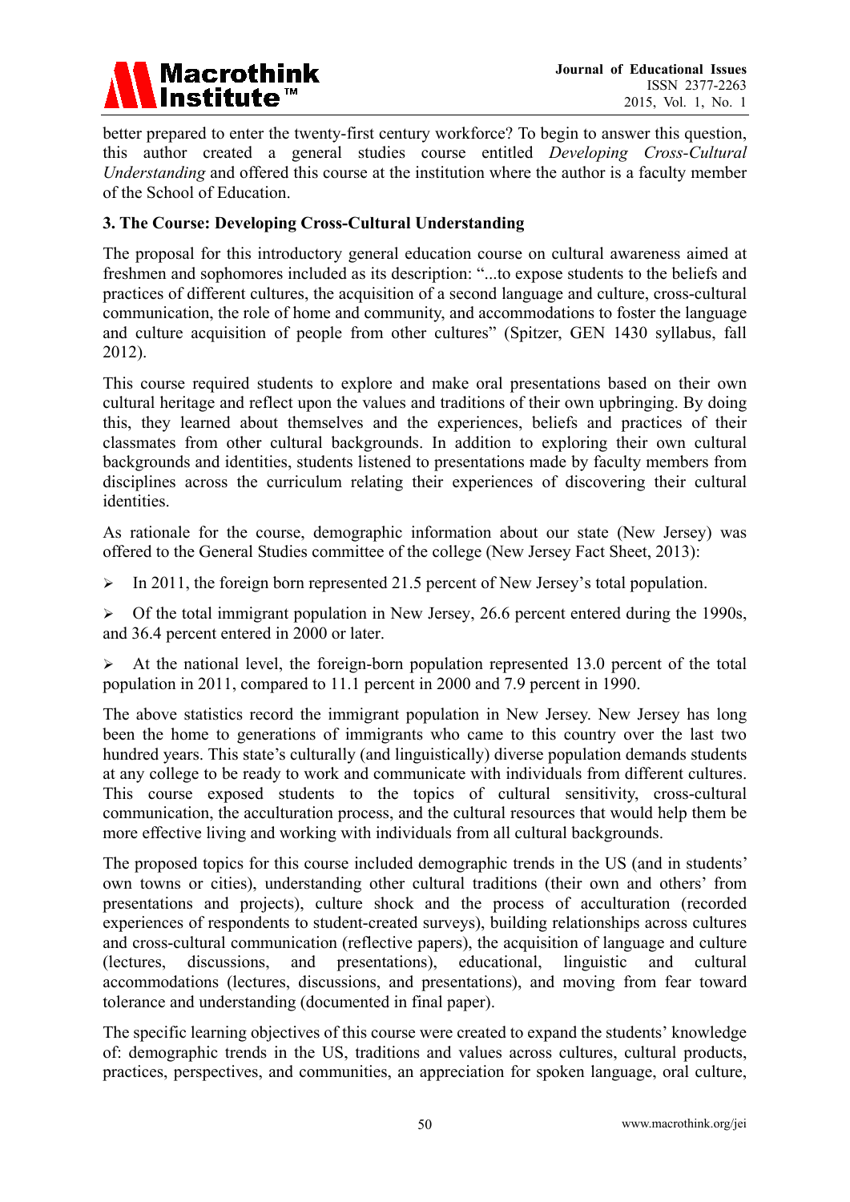better prepared to enter the twenty-first century workforce? To begin to answer this question, this author created a general studies course entitled *Developing Cross-Cultural Understanding* and offered this course at the institution where the author is a faculty member of the School of Education.

### 3. The Course: Developing Cross-Cultural Understanding

The proposal for this introductory general education course on cultural awareness aimed at freshmen and sophomores included as its description: "...to expose students to the beliefs and practices of different cultures, the acquisition of a second language and culture, cross-cultural communication, the role of home and community, and accommodations to foster the language and culture acquisition of people from other cultures" (Spitzer, GEN 1430 syllabus, fall 2012).

This course required students to explore and make oral presentations based on their own cultural heritage and reflect upon the values and traditions of their own upbringing. By doing this, they learned about themselves and the experiences, beliefs and practices of their classmates from other cultural backgrounds. In addition to exploring their own cultural backgrounds and identities, students listened to presentations made by faculty members from disciplines across the curriculum relating their experiences of discovering their cultural identities.

As rationale for the course, demographic information about our state (New Jersey) was offered to the General Studies committee of the college (New Jersey Fact Sheet, 2013):

- In 2011, the foreign born represented 21.5 percent of New Jersey's total population.
- Of the total immigrant population in New Jersey, 26.6 percent entered during the 1990s, and 36.4 percent entered in 2000 or later.
- At the national level, the foreign-born population represented 13.0 percent of the total population in 2011, compared to 11.1 percent in 2000 and 7.9 percent in 1990.

The above statistics record the immigrant population in New Jersey. New Jersey has long been the home to generations of immigrants who came to this country over the last two hundred years. This state's culturally (and linguistically) diverse population demands students at any college to be ready to work and communicate with individuals from different cultures. This course exposed students to the topics of cultural sensitivity, cross-cultural communication, the acculturation process, and the cultural resources that would help them be more effective living and working with individuals from all cultural backgrounds.

The proposed topics for this course included demographic trends in the US (and in students' own towns or cities), understanding other cultural traditions (their own and others' from presentations and projects), culture shock and the process of acculturation (recorded experiences of respondents to student-created surveys), building relationships across cultures and cross-cultural communication (reflective papers), the acquisition of language and culture (lectures, discussions, and presentations), educational, linguistic and cultural accommodations (lectures, discussions, and presentations), and moving from fear toward tolerance and understanding (documented in final paper).

The specific learning objectives of this course were created to expand the students' knowledge of: demographic trends in the US, traditions and values across cultures, cultural products, practices, perspectives, and communities, an appreciation for spoken language, oral culture,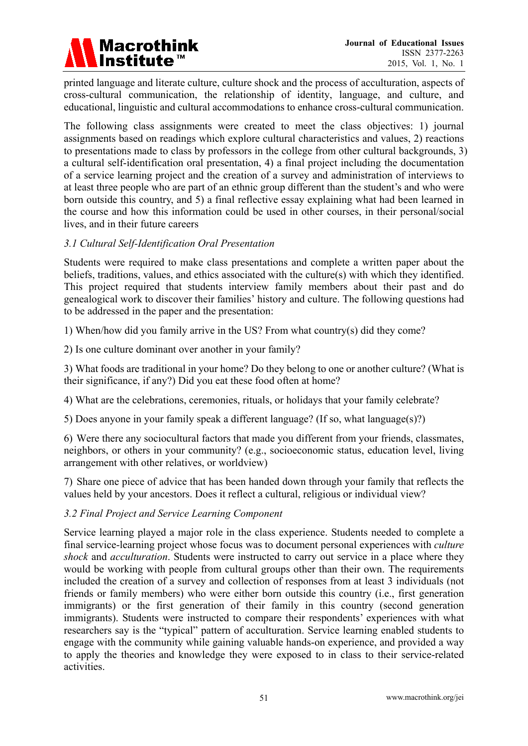printed language and literate culture, culture shock and the process of acculturation, aspects of cross-cultural communication, the relationship of identity, language, and culture, and educational, linguistic and cultural accommodations to enhance cross-cultural communication.

The following class assignments were created to meet the class objectives: 1) journal assignments based on readings which explore cultural characteristics and values, 2) reactions to presentations made to class by professors in the college from other cultural backgrounds, 3) a cultural self-identification oral presentation, 4) a final project including the documentation of a service learning project and the creation of a survey and administration of interviews to at least three people who are part of an ethnic group different than the student's and who were born outside this country, and 5) a final reflective essay explaining what had been learned in the course and how this information could be used in other courses, in their personal/social lives, and in their future careers

### *3.1 Cultural Self-Identification Oral Presentation*

Students were required to make class presentations and complete a written paper about the beliefs, traditions, values, and ethics associated with the culture(s) with which they identified. This project required that students interview family members about their past and do genealogical work to discover their families' history and culture. The following questions had to be addressed in the paper and the presentation:

1) When/how did you family arrive in the US? From what country(s) did they come?

2) Is one culture dominant over another in your family?

3) What foods are traditional in your home? Do they belong to one or another culture? (What is their significance, if any?) Did you eat these food often at home?

4) What are the celebrations, ceremonies, rituals, or holidays that your family celebrate?

5) Does anyone in your family speak a different language? (If so, what language(s)?)

6) Were there any sociocultural factors that made you different from your friends, classmates, neighbors, or others in your community? (e.g., socioeconomic status, education level, living arrangement with other relatives, or worldview)

7) Share one piece of advice that has been handed down through your family that reflects the values held by your ancestors. Does it reflect a cultural, religious or individual view?

### *3.2 Final Project and Service Learning Component*

Service learning played a major role in the class experience. Students needed to complete a final service-learning project whose focus was to document personal experiences with *culture shock* and *acculturation*. Students were instructed to carry out service in a place where they would be working with people from cultural groups other than their own. The requirements included the creation of a survey and collection of responses from at least 3 individuals (not friends or family members) who were either born outside this country (i.e., first generation immigrants) or the first generation of their family in this country (second generation immigrants). Students were instructed to compare their respondents' experiences with what researchers say is the "typical" pattern of acculturation. Service learning enabled students to engage with the community while gaining valuable hands-on experience, and provided a way to apply the theories and knowledge they were exposed to in class to their service-related activities.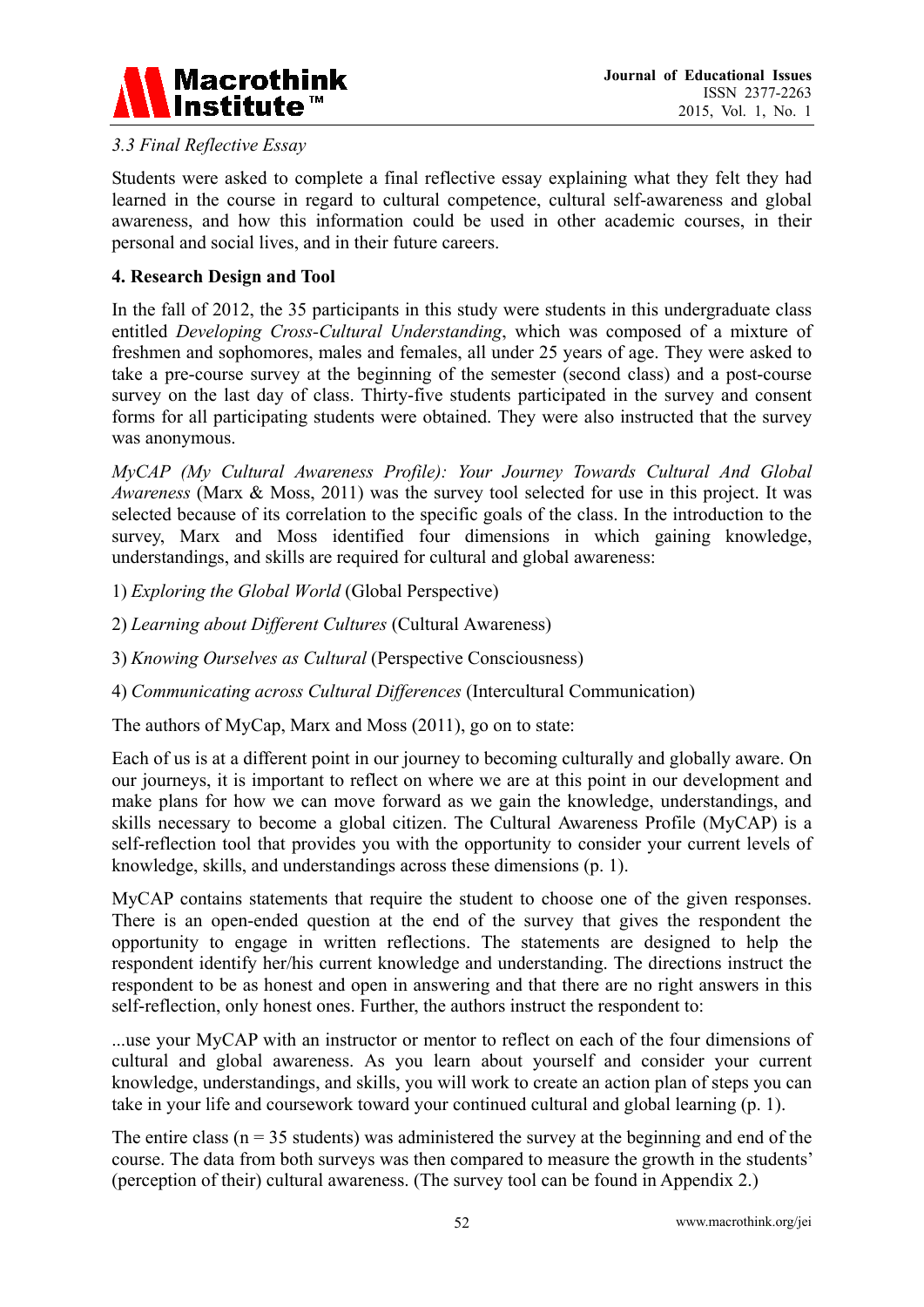### *3.3 Final Reflective Essay*

Students were asked to complete a final reflective essay explaining what they felt they had learned in the course in regard to cultural competence, cultural self-awareness and global awareness, and how this information could be used in other academic courses, in their personal and social lives, and in their future careers.

## 4. Research Design and Tool

In the fall of 2012, the 35 participants in this study were students in this undergraduate class entitled *Developing Cross-Cultural Understanding*, which was composed of a mixture of freshmen and sophomores, males and females, all under 25 years of age. They were asked to take a pre-course survey at the beginning of the semester (second class) and a post-course survey on the last day of class. Thirty-five students participated in the survey and consent forms for all participating students were obtained. They were also instructed that the survey was anonymous.

*MyCAP (My Cultural Awareness Profile): Your Journey Towards Cultural And Global Awareness* (Marx & Moss, 2011) was the survey tool selected for use in this project. It was selected because of its correlation to the specific goals of the class. In the introduction to the survey, Marx and Moss identified four dimensions in which gaining knowledge, understandings, and skills are required for cultural and global awareness:

1) *Exploring the Global World* (Global Perspective)

2) *Learning about Different Cultures* (Cultural Awareness)

3) *Knowing Ourselves as Cultural* (Perspective Consciousness)

4) *Communicating across Cultural Differences* (Intercultural Communication)

The authors of MyCap, Marx and Moss (2011), go on to state:

Each of us is at a different point in our journey to becoming culturally and globally aware. On our journeys, it is important to reflect on where we are at this point in our development and make plans for how we can move forward as we gain the knowledge, understandings, and skills necessary to become a global citizen. The Cultural Awareness Profile (MyCAP) is a self-reflection tool that provides you with the opportunity to consider your current levels of knowledge, skills, and understandings across these dimensions (p. 1).

MyCAP contains statements that require the student to choose one of the given responses. There is an open-ended question at the end of the survey that gives the respondent the opportunity to engage in written reflections. The statements are designed to help the respondent identify her/his current knowledge and understanding. The directions instruct the respondent to be as honest and open in answering and that there are no right answers in this self-reflection, only honest ones. Further, the authors instruct the respondent to:

...use your MyCAP with an instructor or mentor to reflect on each of the four dimensions of cultural and global awareness. As you learn about yourself and consider your current knowledge, understandings, and skills, you will work to create an action plan of steps you can take in your life and coursework toward your continued cultural and global learning (p. 1).

The entire class (n = 35 students) was administered the survey at the beginning and end of the course. The data from both surveys was then compared to measure the growth in the students' (perception of their) cultural awareness. (The survey tool can be found in Appendix 2.)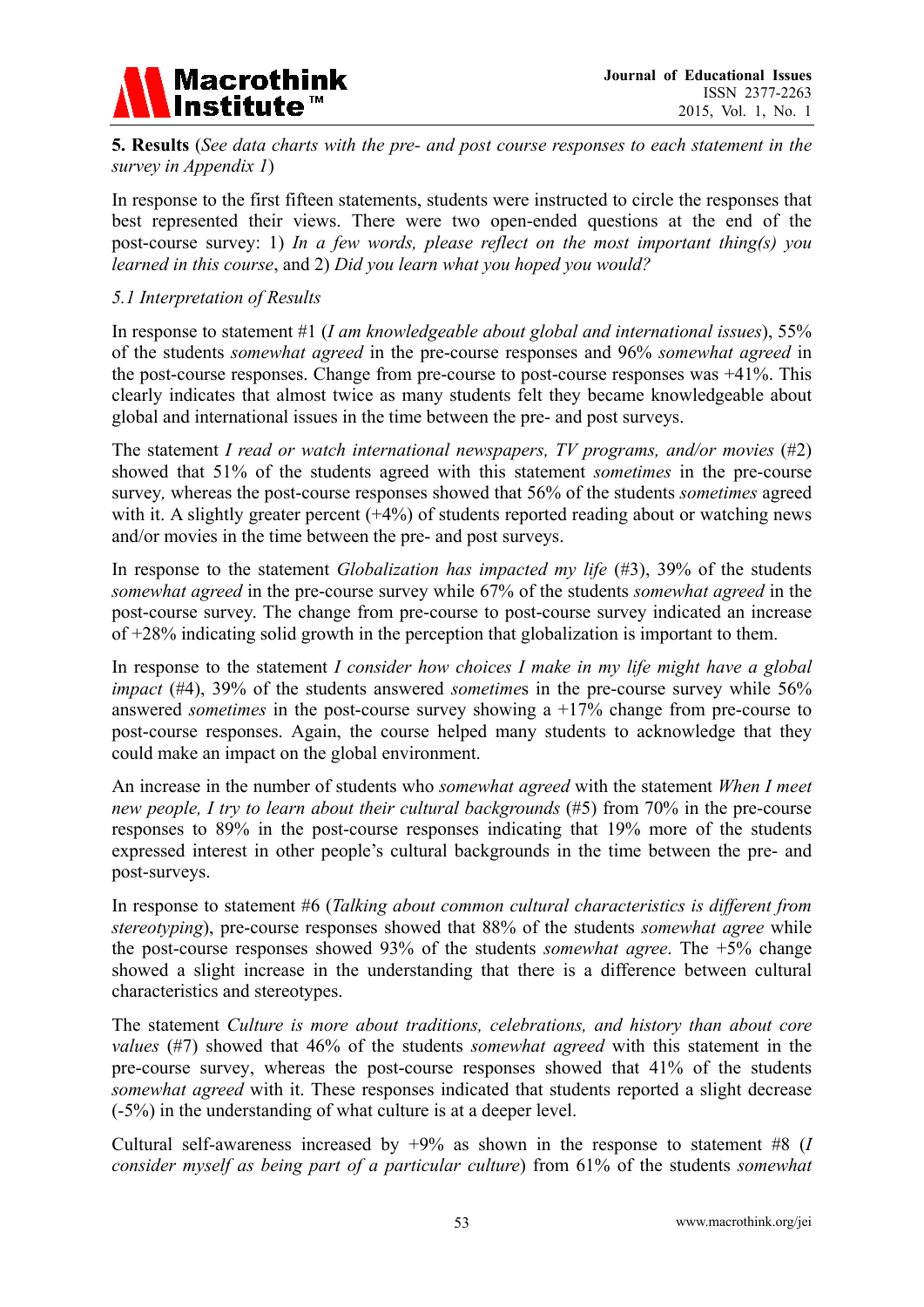**5. Results** (*See data charts with the pre- and post course responses to each statement in the survey in Appendix 1*)

In response to the first fifteen statements, students were instructed to circle the responses that best represented their views. There were two open-ended questions at the end of the post-course survey: 1) *In a few words, please reflect on the most important thing(s) you learned in this course*, and 2) *Did you learn what you hoped you would?*

*5.1 Interpretation of Results*

In response to statement #1 (*I am knowledgeable about global and international issues*), 55% of the students *somewhat agreed* in the pre-course responses and 96% *somewhat agreed* in the post-course responses. Change from pre-course to post-course responses was +41%. This clearly indicates that almost twice as many students felt they became knowledgeable about global and international issues in the time between the pre- and post surveys.

The statement *I read or watch international newspapers, TV programs, and/or movies* (#2) showed that 51% of the students agreed with this statement *sometimes* in the pre-course survey*,* whereas the post-course responses showed that 56% of the students *sometimes* agreed with it. A slightly greater percent (+4%) of students reported reading about or watching news and/or movies in the time between the pre- and post surveys.

In response to the statement *Globalization has impacted my life* (#3), 39% of the students *somewhat agreed* in the pre-course survey while 67% of the students *somewhat agreed* in the post-course survey. The change from pre-course to post-course survey indicated an increase of +28% indicating solid growth in the perception that globalization is important to them.

In response to the statement *I consider how choices I make in my life might have a global impact* (#4), 39% of the students answered *sometimes* in the pre-course survey while 56% answered *sometimes* in the post-course survey showing a +17% change from pre-course to post-course responses. Again, the course helped many students to acknowledge that they could make an impact on the global environment.

An increase in the number of students who *somewhat agreed* with the statement *When I meet new people, I try to learn about their cultural backgrounds* (#5) from 70% in the pre-course responses to 89% in the post-course responses indicating that 19% more of the students expressed interest in other people's cultural backgrounds in the time between the pre- and post-surveys.

In response to statement #6 (*Talking about common cultural characteristics is different from stereotyping*), pre-course responses showed that 88% of the students *somewhat agree* while the post-course responses showed 93% of the students *somewhat agree*. The +5% change showed a slight increase in the understanding that there is a difference between cultural characteristics and stereotypes.

The statement *Culture is more about traditions, celebrations, and history than about core values* (#7) showed that 46% of the students *somewhat agreed* with this statement in the pre-course survey, whereas the post-course responses showed that 41% of the students *somewhat agreed* with it. These responses indicated that students reported a slight decrease (-5%) in the understanding of what culture is at a deeper level.

Cultural self-awareness increased by +9% as shown in the response to statement #8 (*I consider myself as being part of a particular culture*) from 61% of the students *somewhat*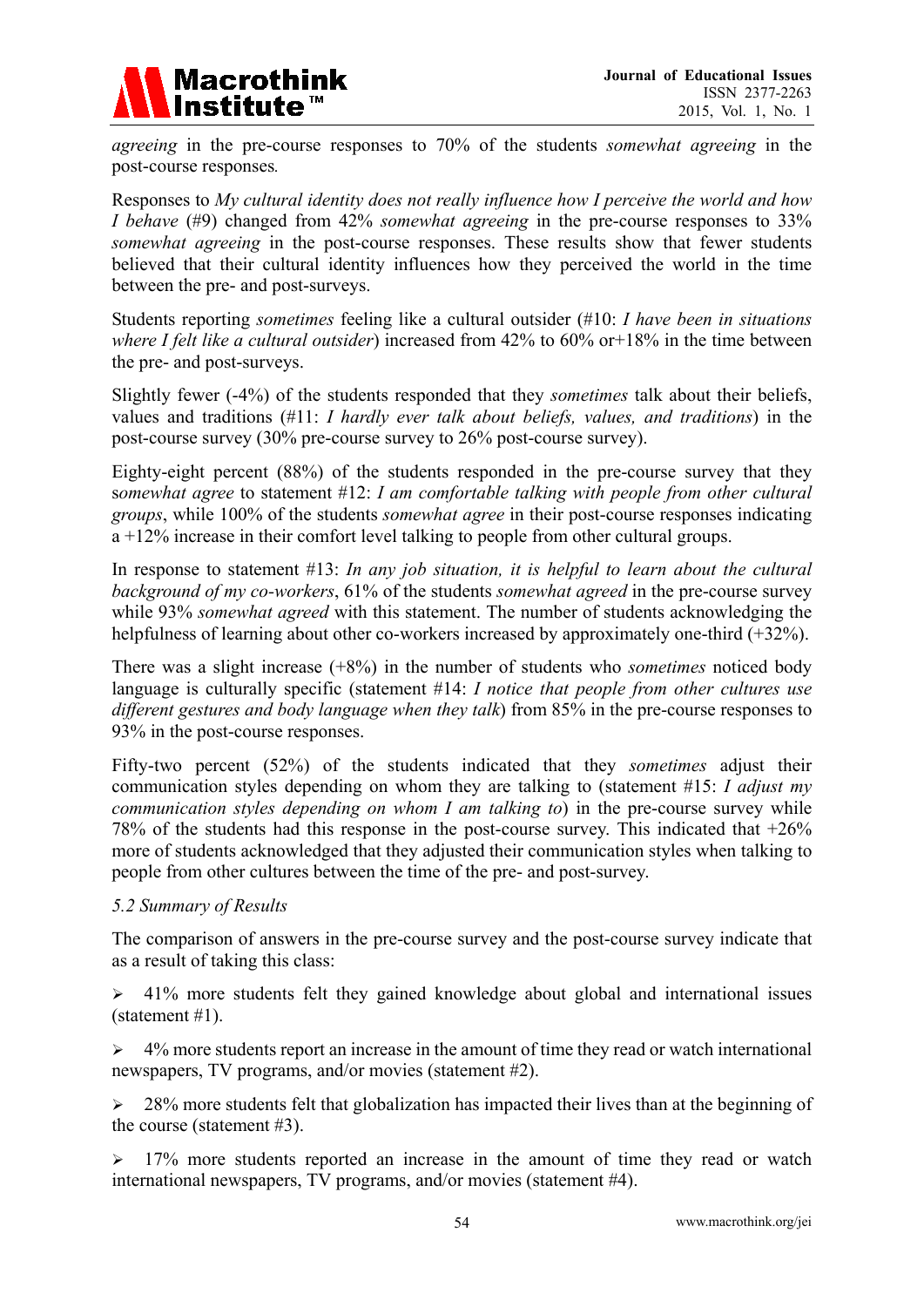*agreeing* in the pre-course responses to 70% of the students *somewhat agreeing* in the post-course responses.

Responses to *My cultural identity does not really influence how I perceive the world and how I behave* (#9) changed from 42% *somewhat agreeing* in the pre-course responses to 33% *somewhat agreeing* in the post-course responses. These results show that fewer students believed that their cultural identity influences how they perceived the world in the time between the pre- and post-surveys.

Students reporting *sometimes* feeling like a cultural outsider (#10: *I have been in situations where I felt like a cultural outsider*) increased from 42% to 60% or+18% in the time between the pre- and post-surveys.

Slightly fewer (-4%) of the students responded that they *sometimes* talk about their beliefs, values and traditions (#11: *I hardly ever talk about beliefs, values, and traditions*) in the post-course survey (30% pre-course survey to 26% post-course survey).

Eighty-eight percent (88%) of the students responded in the pre-course survey that they *somewhat agree* to statement #12: *I am comfortable talking with people from other cultural groups*, while 100% of the students *somewhat agree* in their post-course responses indicating a +12% increase in their comfort level talking to people from other cultural groups.

In response to statement #13: *In any job situation, it is helpful to learn about the cultural background of my co-workers*, 61% of the students *somewhat agreed* in the pre-course survey while 93% *somewhat agreed* with this statement. The number of students acknowledging the helpfulness of learning about other co-workers increased by approximately one-third (+32%).

There was a slight increase (+8%) in the number of students who *sometimes* noticed body language is culturally specific (statement #14: *I notice that people from other cultures use different gestures and body language when they talk*) from 85% in the pre-course responses to 93% in the post-course responses.

Fifty-two percent (52%) of the students indicated that they *sometimes* adjust their communication styles depending on whom they are talking to (statement #15: *I adjust my communication styles depending on whom I am talking to*) in the pre-course survey while 78% of the students had this response in the post-course survey. This indicated that +26% more of students acknowledged that they adjusted their communication styles when talking to people from other cultures between the time of the pre- and post-survey.

*5.2 Summary of Results*

The comparison of answers in the pre-course survey and the post-course survey indicate that as a result of taking this class:

- 41% more students felt they gained knowledge about global and international issues (statement #1).
- 4% more students report an increase in the amount of time they read or watch international newspapers, TV programs, and/or movies (statement #2).
- 28% more students felt that globalization has impacted their lives than at the beginning of the course (statement #3).
- 17% more students reported an increase in the amount of time they read or watch international newspapers, TV programs, and/or movies (statement #4).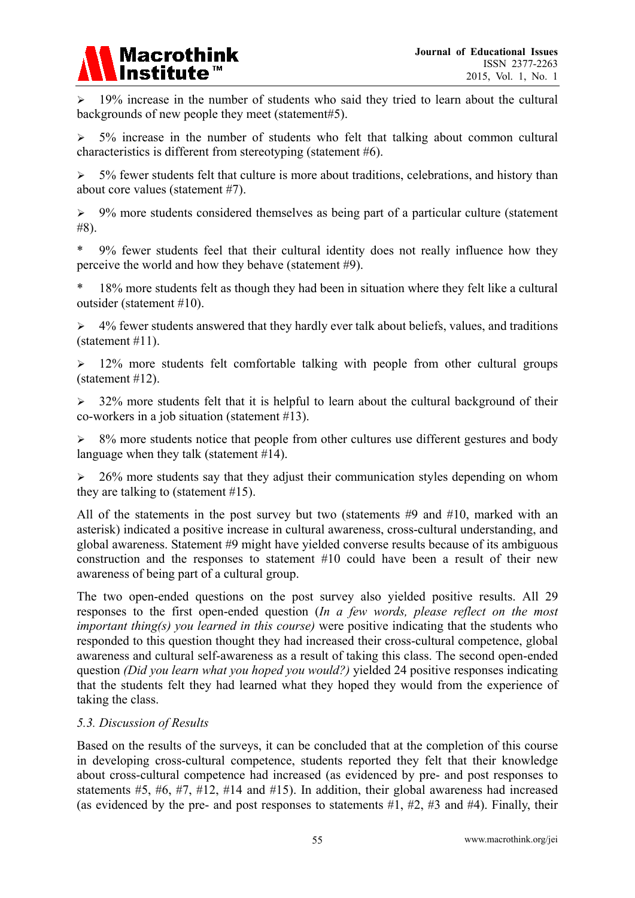- 19% increase in the number of students who said they tried to learn about the cultural backgrounds of new people they meet (statement#5).

- 5% increase in the number of students who felt that talking about common cultural characteristics is different from stereotyping (statement #6).

- 5% fewer students felt that culture is more about traditions, celebrations, and history than about core values (statement #7).

- 9% more students considered themselves as being part of a particular culture (statement #8).

\* 9% fewer students feel that their cultural identity does not really influence how they perceive the world and how they behave (statement #9).

\* 18% more students felt as though they had been in situation where they felt like a cultural outsider (statement #10).

- 4% fewer students answered that they hardly ever talk about beliefs, values, and traditions (statement #11).

- 12% more students felt comfortable talking with people from other cultural groups (statement #12).

- 32% more students felt that it is helpful to learn about the cultural background of their co-workers in a job situation (statement #13).

- 8% more students notice that people from other cultures use different gestures and body language when they talk (statement #14).

- 26% more students say that they adjust their communication styles depending on whom they are talking to (statement #15).

All of the statements in the post survey but two (statements #9 and #10, marked with an asterisk) indicated a positive increase in cultural awareness, cross-cultural understanding, and global awareness. Statement #9 might have yielded converse results because of its ambiguous construction and the responses to statement #10 could have been a result of their new awareness of being part of a cultural group.

The two open-ended questions on the post survey also yielded positive results. All 29 responses to the first open-ended question (*In a few words, please reflect on the most important thing(s) you learned in this course)* were positive indicating that the students who responded to this question thought they had increased their cross-cultural competence, global awareness and cultural self-awareness as a result of taking this class. The second open-ended question *(Did you learn what you hoped you would?)* yielded 24 positive responses indicating that the students felt they had learned what they hoped they would from the experience of taking the class.

### *5.3. Discussion of Results*

Based on the results of the surveys, it can be concluded that at the completion of this course in developing cross-cultural competence, students reported they felt that their knowledge about cross-cultural competence had increased (as evidenced by pre- and post responses to statements #5, #6, #7, #12, #14 and #15). In addition, their global awareness had increased (as evidenced by the pre- and post responses to statements #1, #2, #3 and #4). Finally, their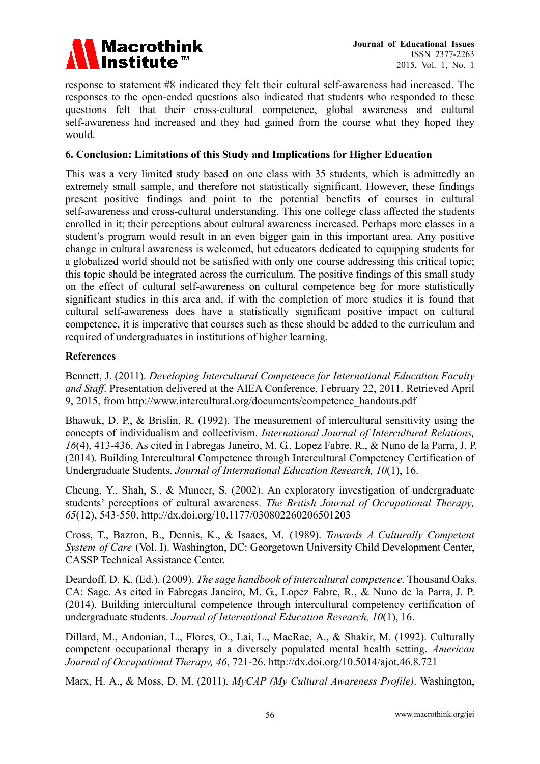response to statement #8 indicated they felt their cultural self-awareness had increased. The responses to the open-ended questions also indicated that students who responded to these questions felt that their cross-cultural competence, global awareness and cultural self-awareness had increased and they had gained from the course what they hoped they would.

## 6. Conclusion: Limitations of this Study and Implications for Higher Education

This was a very limited study based on one class with 35 students, which is admittedly an extremely small sample, and therefore not statistically significant. However, these findings present positive findings and point to the potential benefits of courses in cultural self-awareness and cross-cultural understanding. This one college class affected the students enrolled in it; their perceptions about cultural awareness increased. Perhaps more classes in a student's program would result in an even bigger gain in this important area. Any positive change in cultural awareness is welcomed, but educators dedicated to equipping students for a globalized world should not be satisfied with only one course addressing this critical topic; this topic should be integrated across the curriculum. The positive findings of this small study on the effect of cultural self-awareness on cultural competence beg for more statistically significant studies in this area and, if with the completion of more studies it is found that cultural self-awareness does have a statistically significant positive impact on cultural competence, it is imperative that courses such as these should be added to the curriculum and required of undergraduates in institutions of higher learning.

## References

Bennett, J. (2011). *Developing Intercultural Competence for International Education Faculty and Staff*. Presentation delivered at the AIEA Conference, February 22, 2011. Retrieved April 9, 2015, from http://www.intercultural.org/documents/competence_handouts.pdf

Bhawuk, D. P., & Brislin, R. (1992). The measurement of intercultural sensitivity using the concepts of individualism and collectivism. *International Journal of Intercultural Relations, 16*(4), 413-436. As cited in Fabregas Janeiro, M. G., Lopez Fabre, R., & Nuno de la Parra, J. P. (2014). Building Intercultural Competence through Intercultural Competency Certification of Undergraduate Students. *Journal of International Education Research, 10*(1), 16.

Cheung, Y., Shah, S., & Muncer, S. (2002). An exploratory investigation of undergraduate students' perceptions of cultural awareness. *The British Journal of Occupational Therapy, 65*(12), 543-550. http://dx.doi.org/10.1177/030802260206501203

Cross, T., Bazron, B., Dennis, K., & Isaacs, M. (1989). *Towards A Culturally Competent System of Care* (Vol. I). Washington, DC: Georgetown University Child Development Center, CASSP Technical Assistance Center.

Deardoff, D. K. (Ed.). (2009). *The sage handbook of intercultural competence*. Thousand Oaks. CA: Sage. As cited in Fabregas Janeiro, M. G., Lopez Fabre, R., & Nuno de la Parra, J. P. (2014). Building intercultural competence through intercultural competency certification of undergraduate students. *Journal of International Education Research, 10*(1), 16.

Dillard, M., Andonian, L., Flores, O., Lai, L., MacRae, A., & Shakir, M. (1992). Culturally competent occupational therapy in a diversely populated mental health setting. *American Journal of Occupational Therapy, 46*, 721-26. http://dx.doi.org/10.5014/ajot.46.8.721

Marx, H. A., & Moss, D. M. (2011). *MyCAP (My Cultural Awareness Profile)*. Washington,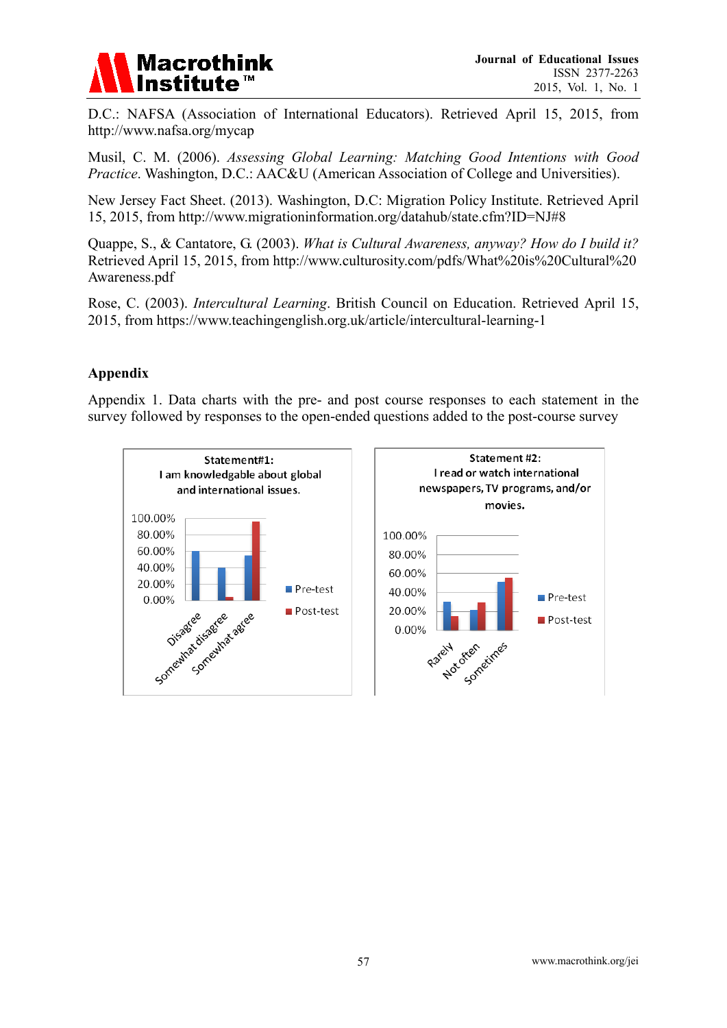D.C.: NAFSA (Association of International Educators). Retrieved April 15, 2015, from http://www.nafsa.org/mycap

Musil, C. M. (2006). *Assessing Global Learning: Matching Good Intentions with Good Practice*. Washington, D.C.: AAC&U (American Association of College and Universities).

New Jersey Fact Sheet. (2013). Washington, D.C: Migration Policy Institute. Retrieved April 15, 2015, from http://www.migrationinformation.org/datahub/state.cfm?ID=NJ#8

Quappe, S., & Cantatore, G. (2003). *What is Cultural Awareness, anyway? How do I build it?* Retrieved April 15, 2015, from http://www.culturosity.com/pdfs/What%20is%20Cultural%20 Awareness.pdf

Rose, C. (2003). *Intercultural Learning*. British Council on Education. Retrieved April 15, 2015, from https://www.teachingenglish.org.uk/article/intercultural-learning-1

## Appendix

Appendix 1. Data charts with the pre- and post course responses to each statement in the survey followed by responses to the open-ended questions added to the post-course survey

Statement#1: I am knowledgable about global and international issues.

Statement #2: I read or watch international newspapers, TV programs, and/or movies.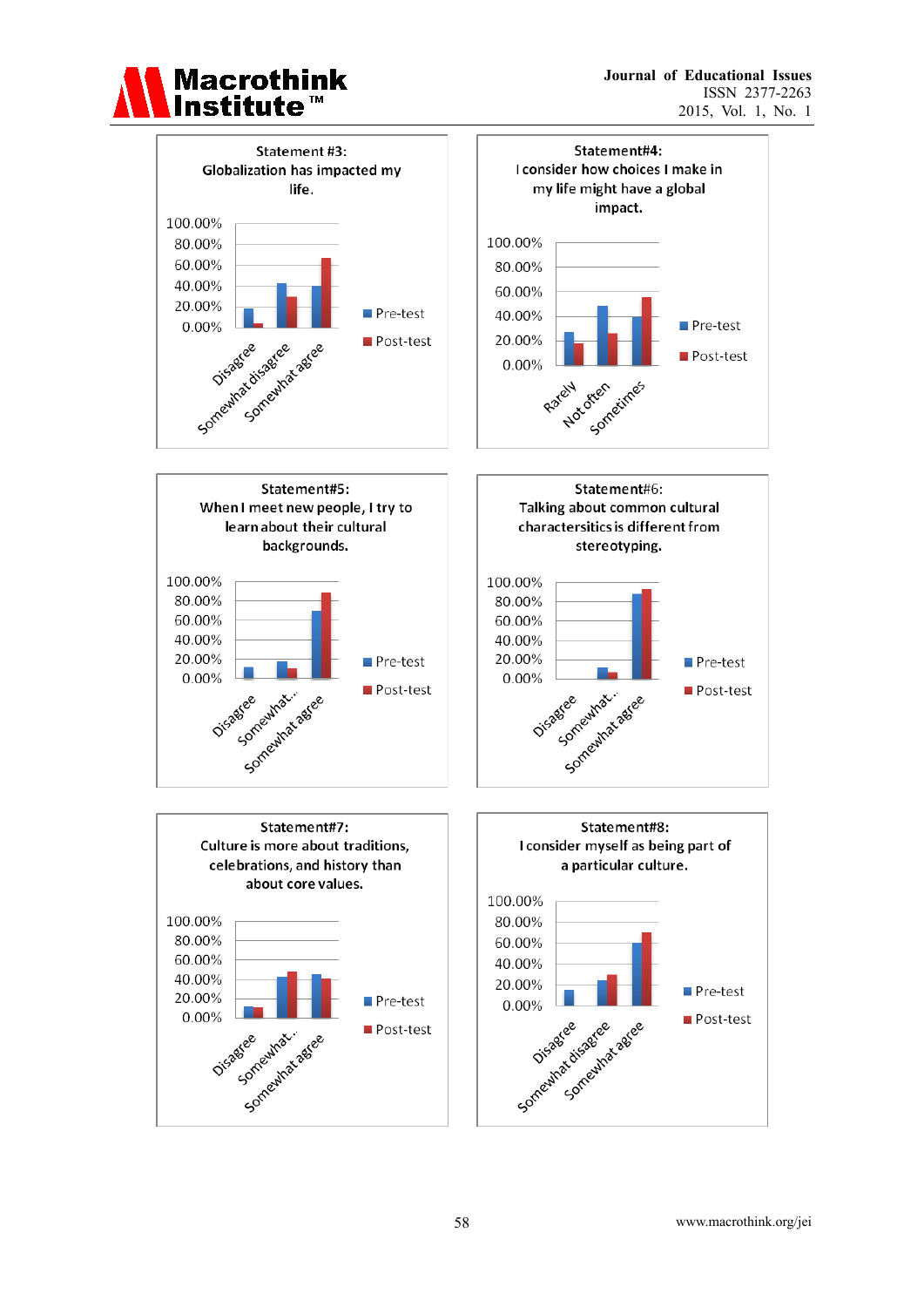Statement #3:
Globalization has impacted my life.

Statement#4:
I consider how choices I make in my life might have a global impact.

Statement#5:
When I meet new people, I try to learn about their cultural backgrounds.

Statement#6:
Talking about common cultural charactersitics is different from stereotyping.

Statement#7:
Culture is more about traditions, celebrations, and history than about core values.

Statement#8:
I consider myself as being part of a particular culture.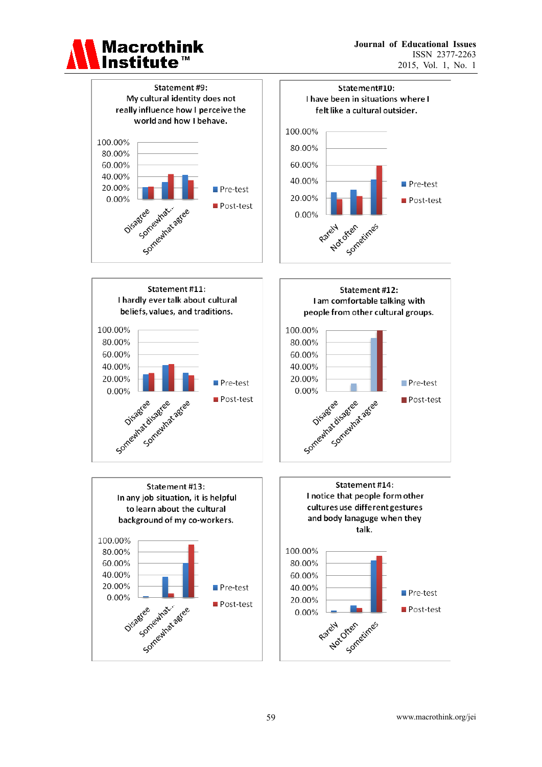Statement #9:
My cultural identity does not really influence how I perceive the world and how I behave.

100.00%
80.00%
60.00%
40.00%
20.00%
0.00%

Disagree
Somewhat...
Somewhat agree

Pre-test
Post-test

Statement#10:
I have been in situations where I felt like a cultural outsider.

100.00%
80.00%
60.00%
40.00%
20.00%
0.00%

Rarely
Not often
Sometimes

Pre-test
Post-test

Statement #11:
I hardly ever talk about cultural beliefs, values, and traditions.

100.00%
80.00%
60.00%
40.00%
20.00%
0.00%

Disagree
Somewhat disagree
Somewhat agree

Pre-test
Post-test

Statement #12:
I am comfortable talking with people from other cultural groups.

100.00%
80.00%
60.00%
40.00%
20.00%
0.00%

Disagree
Somewhat disagree
Somewhat agree

Pre-test
Post-test

Statement #13:
In any job situation, it is helpful to learn about the cultural background of my co-workers.

100.00%
80.00%
60.00%
40.00%
20.00%
0.00%

Disagree
Somewhat...
Somewhat agree

Pre-test
Post-test

Statement #14:
I notice that people form other cultures use different gestures and body lanaguge when they talk.

100.00%
80.00%
60.00%
40.00%
20.00%
0.00%

Rarely
Not Often
Sometimes

Pre-test
Post-test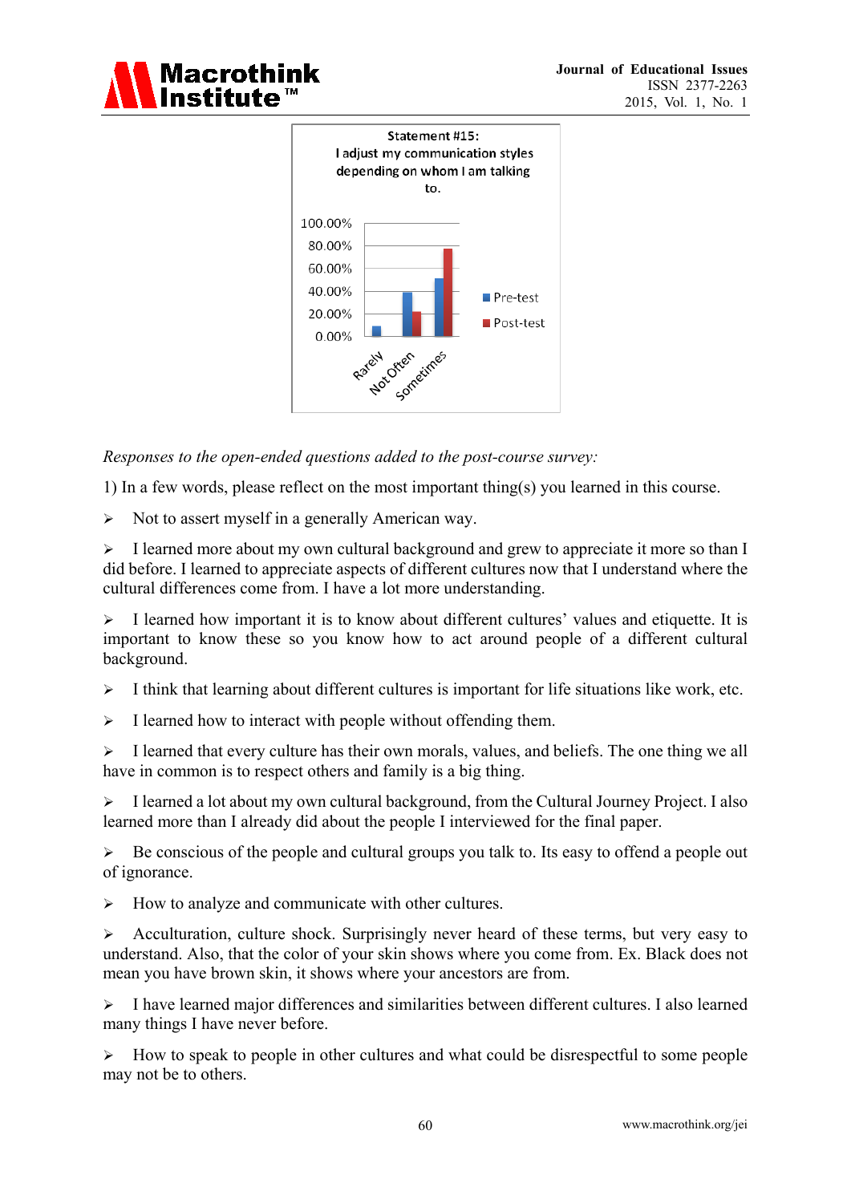Statement #15:
I adjust my communication styles depending on whom I am talking to.

*Responses to the open-ended questions added to the post-course survey:*

1) In a few words, please reflect on the most important thing(s) you learned in this course.

- Not to assert myself in a generally American way.
- I learned more about my own cultural background and grew to appreciate it more so than I did before. I learned to appreciate aspects of different cultures now that I understand where the cultural differences come from. I have a lot more understanding.
- I learned how important it is to know about different cultures' values and etiquette. It is important to know these so you know how to act around people of a different cultural background.
- I think that learning about different cultures is important for life situations like work, etc.
- I learned how to interact with people without offending them.
- I learned that every culture has their own morals, values, and beliefs. The one thing we all have in common is to respect others and family is a big thing.
- I learned a lot about my own cultural background, from the Cultural Journey Project. I also learned more than I already did about the people I interviewed for the final paper.
- Be conscious of the people and cultural groups you talk to. Its easy to offend a people out of ignorance.
- How to analyze and communicate with other cultures.
- Acculturation, culture shock. Surprisingly never heard of these terms, but very easy to understand. Also, that the color of your skin shows where you come from. Ex. Black does not mean you have brown skin, it shows where your ancestors are from.
- I have learned major differences and similarities between different cultures. I also learned many things I have never before.
- How to speak to people in other cultures and what could be disrespectful to some people may not be to others.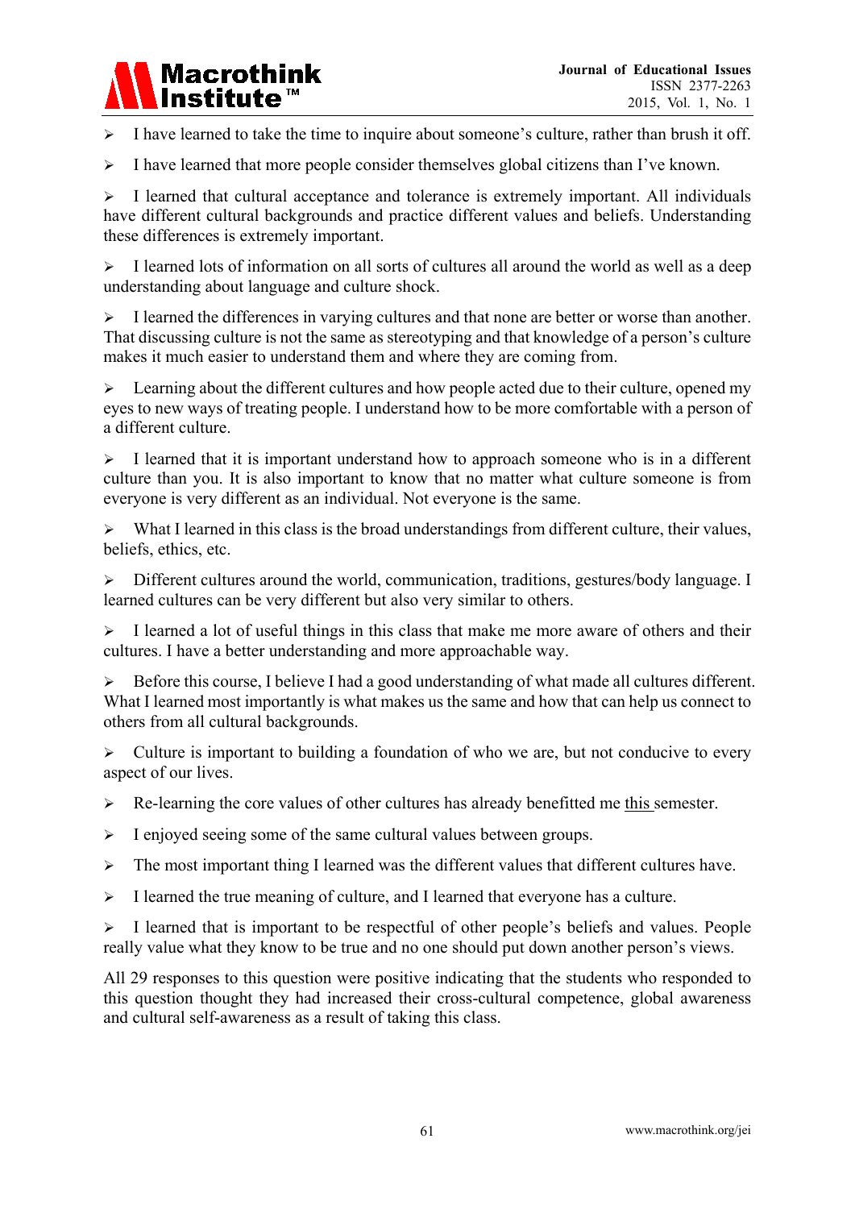- I have learned to take the time to inquire about someone's culture, rather than brush it off.
- I have learned that more people consider themselves global citizens than I've known.
- I learned that cultural acceptance and tolerance is extremely important. All individuals have different cultural backgrounds and practice different values and beliefs. Understanding these differences is extremely important.
- I learned lots of information on all sorts of cultures all around the world as well as a deep understanding about language and culture shock.
- I learned the differences in varying cultures and that none are better or worse than another. That discussing culture is not the same as stereotyping and that knowledge of a person's culture makes it much easier to understand them and where they are coming from.
- Learning about the different cultures and how people acted due to their culture, opened my eyes to new ways of treating people. I understand how to be more comfortable with a person of a different culture.
- I learned that it is important understand how to approach someone who is in a different culture than you. It is also important to know that no matter what culture someone is from everyone is very different as an individual. Not everyone is the same.
- What I learned in this class is the broad understandings from different culture, their values, beliefs, ethics, etc.
- Different cultures around the world, communication, traditions, gestures/body language. I learned cultures can be very different but also very similar to others.
- I learned a lot of useful things in this class that make me more aware of others and their cultures. I have a better understanding and more approachable way.
- Before this course, I believe I had a good understanding of what made all cultures different. What I learned most importantly is what makes us the same and how that can help us connect to others from all cultural backgrounds.
- Culture is important to building a foundation of who we are, but not conducive to every aspect of our lives.
- Re-learning the core values of other cultures has already benefitted me this semester.
- I enjoyed seeing some of the same cultural values between groups.
- The most important thing I learned was the different values that different cultures have.
- I learned the true meaning of culture, and I learned that everyone has a culture.
- I learned that is important to be respectful of other people's beliefs and values. People really value what they know to be true and no one should put down another person's views.

All 29 responses to this question were positive indicating that the students who responded to this question thought they had increased their cross-cultural competence, global awareness and cultural self-awareness as a result of taking this class.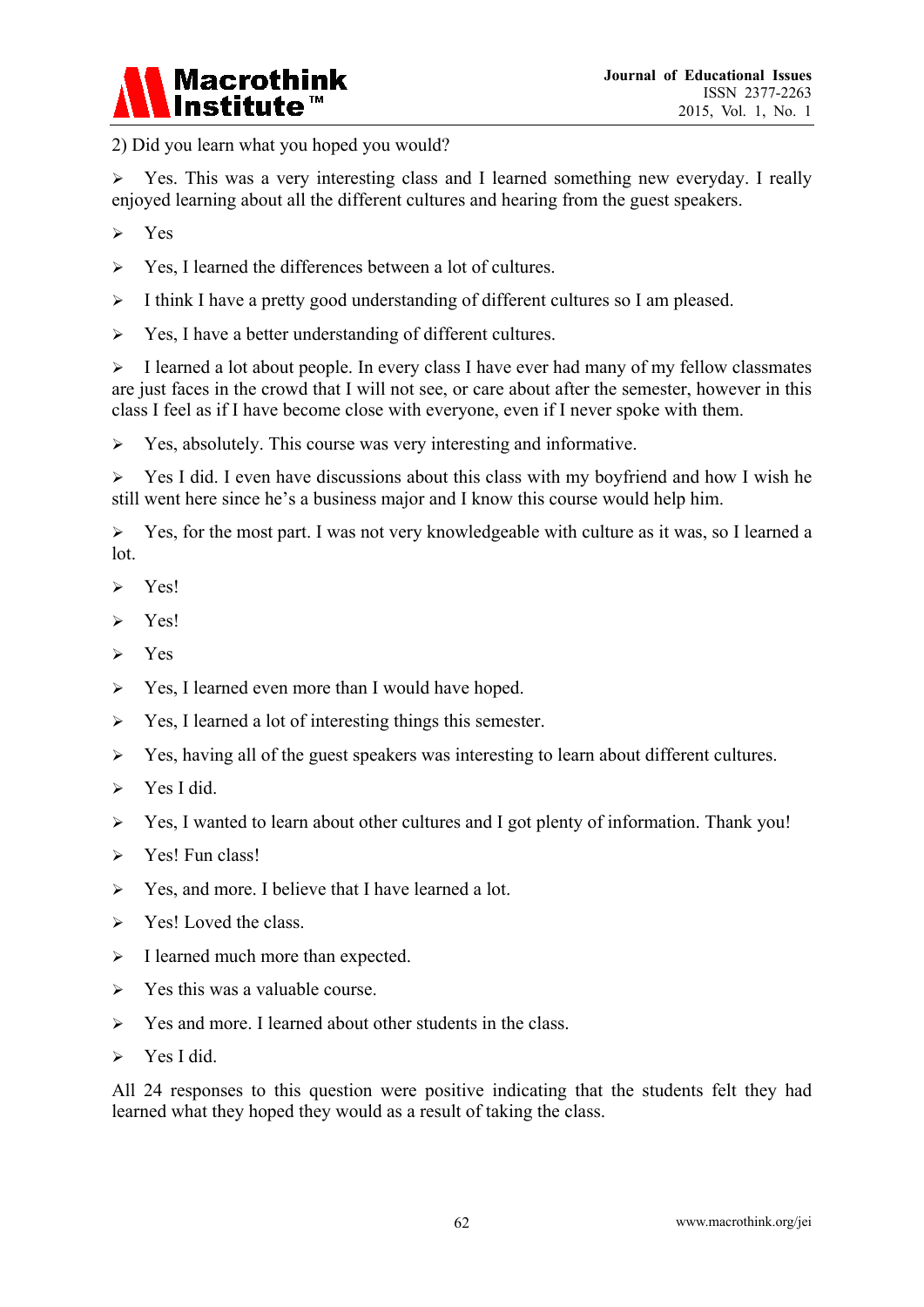2) Did you learn what you hoped you would?

- Yes. This was a very interesting class and I learned something new everyday. I really enjoyed learning about all the different cultures and hearing from the guest speakers.
- Yes
- Yes, I learned the differences between a lot of cultures.
- I think I have a pretty good understanding of different cultures so I am pleased.
- Yes, I have a better understanding of different cultures.
- I learned a lot about people. In every class I have ever had many of my fellow classmates are just faces in the crowd that I will not see, or care about after the semester, however in this class I feel as if I have become close with everyone, even if I never spoke with them.
- Yes, absolutely. This course was very interesting and informative.
- Yes I did. I even have discussions about this class with my boyfriend and how I wish he still went here since he's a business major and I know this course would help him.
- Yes, for the most part. I was not very knowledgeable with culture as it was, so I learned a lot.
- Yes!
- Yes!
- Yes
- Yes, I learned even more than I would have hoped.
- Yes, I learned a lot of interesting things this semester.
- Yes, having all of the guest speakers was interesting to learn about different cultures.
- Yes I did.
- Yes, I wanted to learn about other cultures and I got plenty of information. Thank you!
- Yes! Fun class!
- Yes, and more. I believe that I have learned a lot.
- Yes! Loved the class.
- I learned much more than expected.
- Yes this was a valuable course.
- Yes and more. I learned about other students in the class.
- Yes I did.

All 24 responses to this question were positive indicating that the students felt they had learned what they hoped they would as a result of taking the class.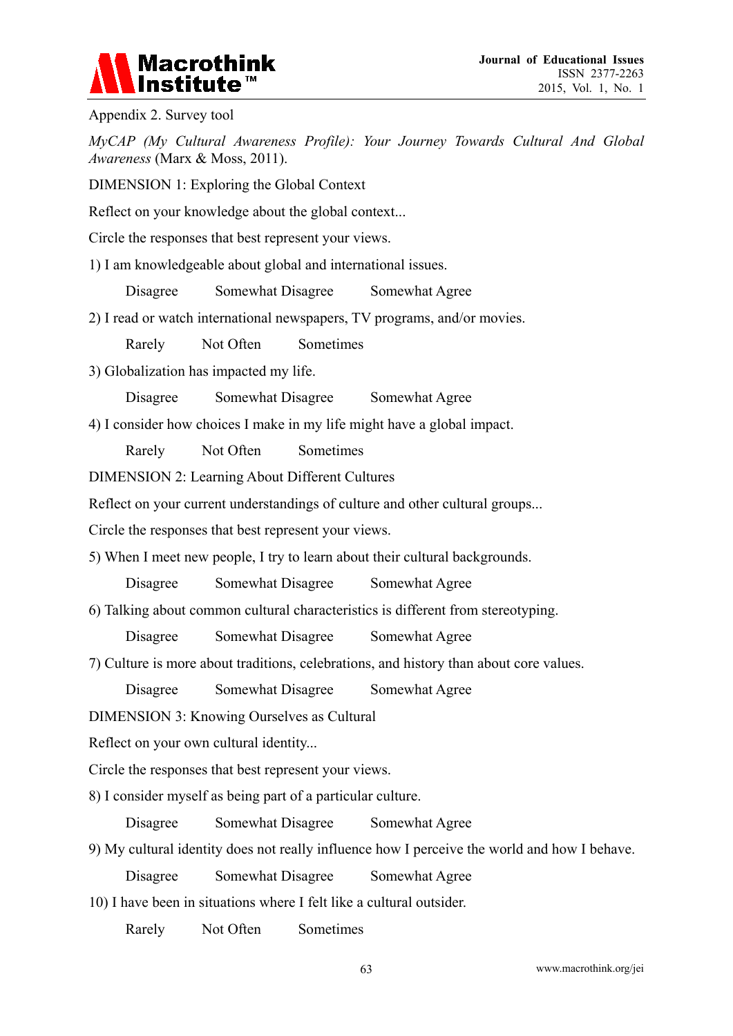Appendix 2. Survey tool

*MyCAP (My Cultural Awareness Profile): Your Journey Towards Cultural And Global Awareness* (Marx & Moss, 2011).

DIMENSION 1: Exploring the Global Context

Reflect on your knowledge about the global context...

Circle the responses that best represent your views.

1) I am knowledgeable about global and international issues.

Disagree Somewhat Disagree Somewhat Agree

2) I read or watch international newspapers, TV programs, and/or movies.

Rarely Not Often Sometimes

3) Globalization has impacted my life.

Disagree Somewhat Disagree Somewhat Agree

4) I consider how choices I make in my life might have a global impact.

Rarely Not Often Sometimes

DIMENSION 2: Learning About Different Cultures

Reflect on your current understandings of culture and other cultural groups...

Circle the responses that best represent your views.

5) When I meet new people, I try to learn about their cultural backgrounds.

Disagree Somewhat Disagree Somewhat Agree

6) Talking about common cultural characteristics is different from stereotyping.

Disagree Somewhat Disagree Somewhat Agree

7) Culture is more about traditions, celebrations, and history than about core values.

Disagree Somewhat Disagree Somewhat Agree

DIMENSION 3: Knowing Ourselves as Cultural

Reflect on your own cultural identity...

Circle the responses that best represent your views.

8) I consider myself as being part of a particular culture.

Disagree Somewhat Disagree Somewhat Agree

9) My cultural identity does not really influence how I perceive the world and how I behave.

Disagree Somewhat Disagree Somewhat Agree

10) I have been in situations where I felt like a cultural outsider.

Rarely Not Often Sometimes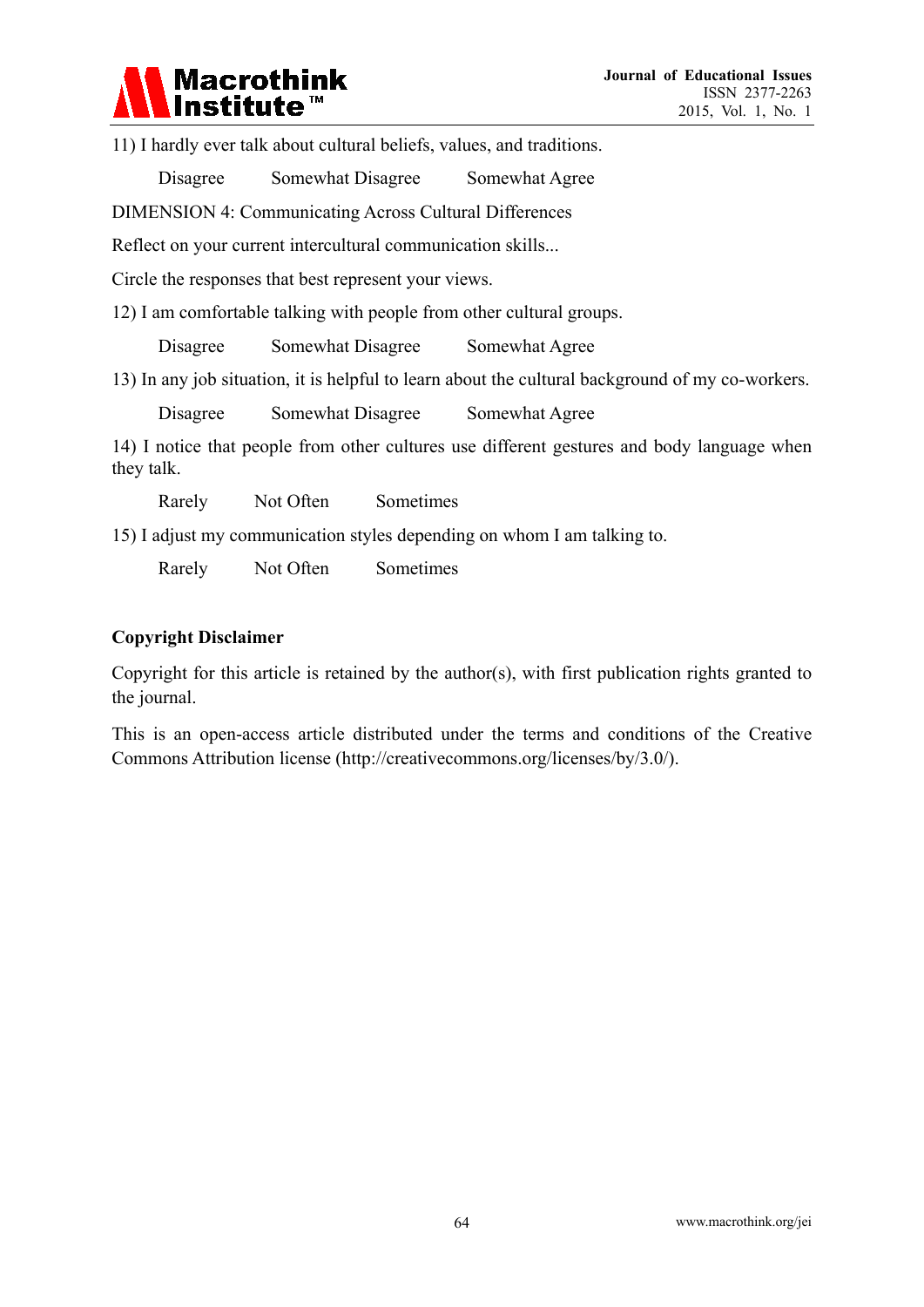11) I hardly ever talk about cultural beliefs, values, and traditions.

Disagree    Somewhat Disagree    Somewhat Agree

DIMENSION 4: Communicating Across Cultural Differences

Reflect on your current intercultural communication skills...

Circle the responses that best represent your views.

12) I am comfortable talking with people from other cultural groups.

Disagree    Somewhat Disagree    Somewhat Agree

13) In any job situation, it is helpful to learn about the cultural background of my co-workers.

Disagree    Somewhat Disagree    Somewhat Agree

14) I notice that people from other cultures use different gestures and body language when they talk.

Rarely    Not Often    Sometimes

15) I adjust my communication styles depending on whom I am talking to.

Rarely    Not Often    Sometimes

**Copyright Disclaimer**

Copyright for this article is retained by the author(s), with first publication rights granted to the journal.

This is an open-access article distributed under the terms and conditions of the Creative Commons Attribution license (http://creativecommons.org/licenses/by/3.0/).